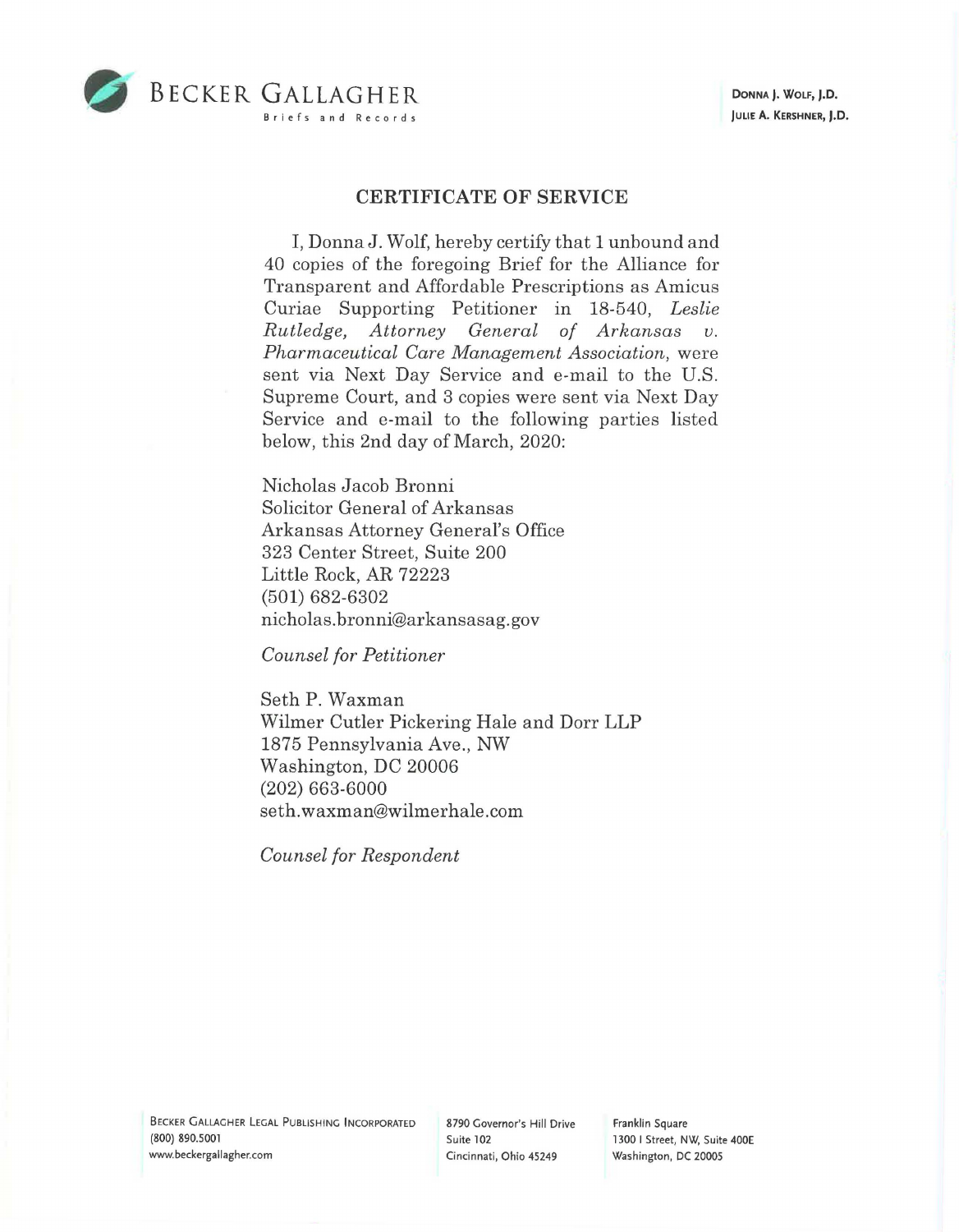BECKER GALLAGHER
Briefs and Records

DONNA J. WOLF, J.D.
JULIE A. KERSHNER, J.D.

## CERTIFICATE OF SERVICE

I, Donna J. Wolf, hereby certify that 1 unbound and 40 copies of the foregoing Brief for the Alliance for Transparent and Affordable Prescriptions as Amicus Curiae Supporting Petitioner in 18-540, *Leslie Rutledge, Attorney General of Arkansas v. Pharmaceutical Care Management Association*, were sent via Next Day Service and e-mail to the U.S. Supreme Court, and 3 copies were sent via Next Day Service and e-mail to the following parties listed below, this 2nd day of March, 2020:

Nicholas Jacob Bronni
Solicitor General of Arkansas
Arkansas Attorney General's Office
323 Center Street, Suite 200
Little Rock, AR 72223
(501) 682-6302
nicholas.bronni@arkansasag.gov

*Counsel for Petitioner*

Seth P. Waxman
Wilmer Cutler Pickering Hale and Dorr LLP
1875 Pennsylvania Ave., NW
Washington, DC 20006
(202) 663-6000
seth.waxman@wilmerhale.com

*Counsel for Respondent*

BECKER GALLAGHER LEGAL PUBLISHING INCORPORATED
(800) 890.5001
www.beckergallagher.com

8790 Governor's Hill Drive
Suite 102
Cincinnati, Ohio 45249

Franklin Square
1300 I Street, NW, Suite 400E
Washington, DC 20005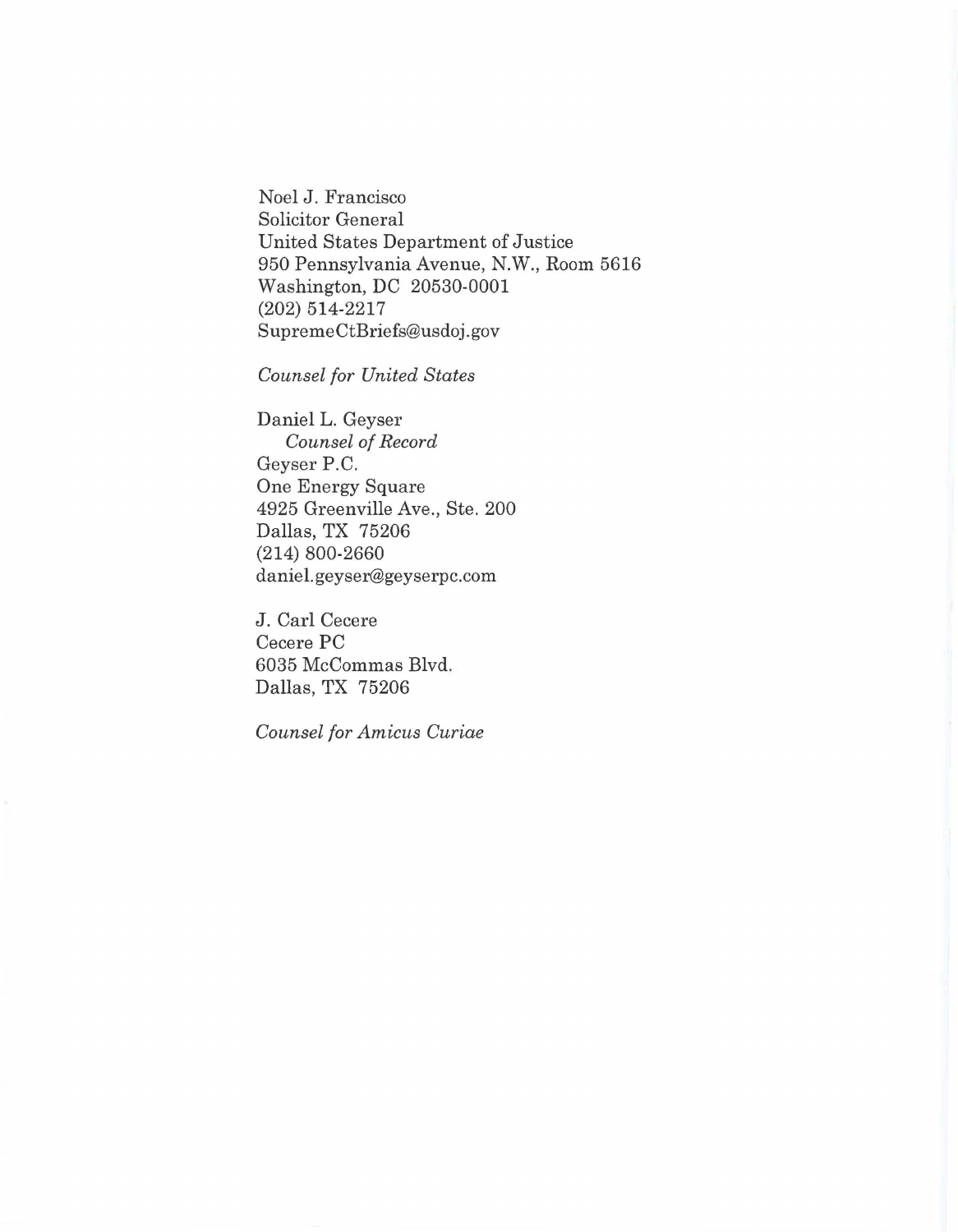Noel J. Francisco
Solicitor General
United States Department of Justice
950 Pennsylvania Avenue, N.W., Room 5616
Washington, DC 20530-0001
(202) 514-2217
SupremeCtBriefs@usdoj.gov

*Counsel for United States*

Daniel L. Geyser
*Counsel of Record*
Geyser P.C.
One Energy Square
4925 Greenville Ave., Ste. 200
Dallas, TX 75206
(214) 800-2660
daniel.geyser@geyserpc.com

J. Carl Cecere
Cecere PC
6035 McCommas Blvd.
Dallas, TX 75206

*Counsel for Amicus Curiae*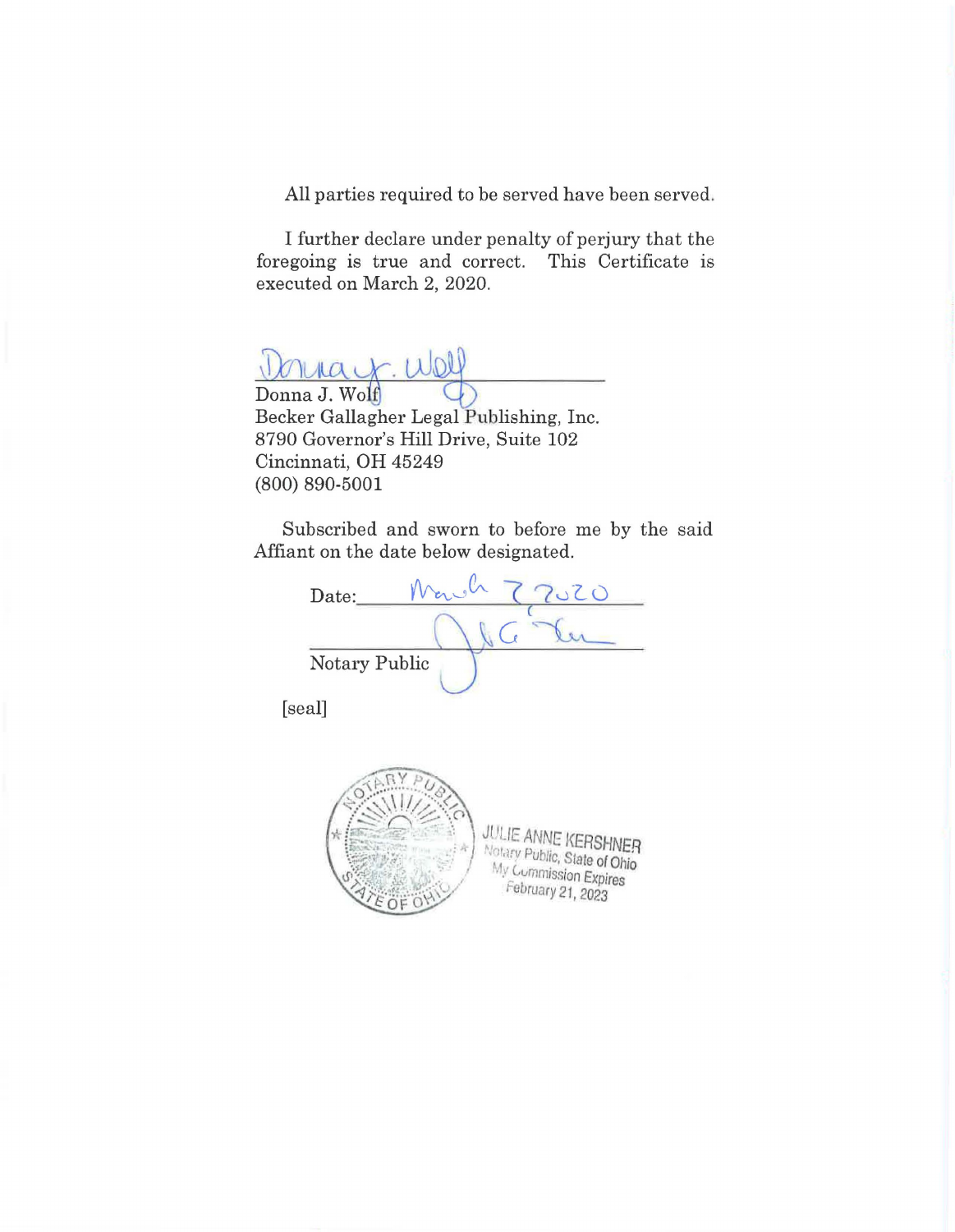All parties required to be served have been served.

I further declare under penalty of perjury that the foregoing is true and correct. This Certificate is executed on March 2, 2020.

Donna J. Wolf
Becker Gallagher Legal Publishing, Inc.
8790 Governor's Hill Drive, Suite 102
Cincinnati, OH 45249
(800) 890-5001

Subscribed and sworn to before me by the said Affiant on the date below designated.

Date: March 2 2020

Notary Public

[seal]

NOTARY PUBLIC
STATE OF OHIO

JULIE ANNE KERSHNER
Notary Public, State of Ohio
My Commission Expires
February 21, 2023